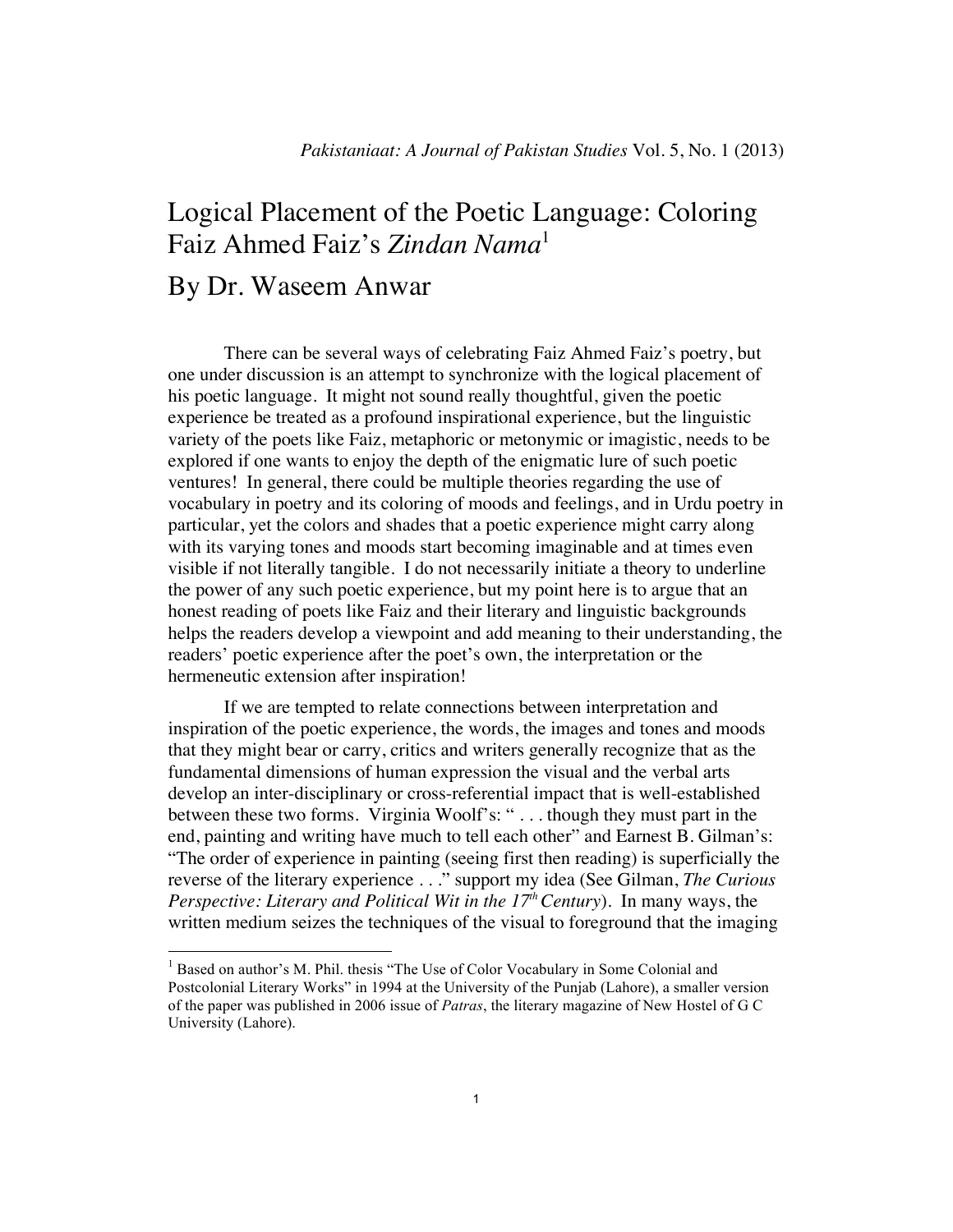# Logical Placement of the Poetic Language: Coloring Faiz Ahmed Faiz's *Zindan Nama*[1]

## By Dr. Waseem Anwar

There can be several ways of celebrating Faiz Ahmed Faiz's poetry, but one under discussion is an attempt to synchronize with the logical placement of his poetic language. It might not sound really thoughtful, given the poetic experience be treated as a profound inspirational experience, but the linguistic variety of the poets like Faiz, metaphoric or metonymic or imagistic, needs to be explored if one wants to enjoy the depth of the enigmatic lure of such poetic ventures! In general, there could be multiple theories regarding the use of vocabulary in poetry and its coloring of moods and feelings, and in Urdu poetry in particular, yet the colors and shades that a poetic experience might carry along with its varying tones and moods start becoming imaginable and at times even visible if not literally tangible. I do not necessarily initiate a theory to underline the power of any such poetic experience, but my point here is to argue that an honest reading of poets like Faiz and their literary and linguistic backgrounds helps the readers develop a viewpoint and add meaning to their understanding, the readers' poetic experience after the poet's own, the interpretation or the hermeneutic extension after inspiration!

If we are tempted to relate connections between interpretation and inspiration of the poetic experience, the words, the images and tones and moods that they might bear or carry, critics and writers generally recognize that as the fundamental dimensions of human expression the visual and the verbal arts develop an inter-disciplinary or cross-referential impact that is well-established between these two forms. Virginia Woolf's: " . . . though they must part in the end, painting and writing have much to tell each other" and Earnest B. Gilman's: "The order of experience in painting (seeing first then reading) is superficially the reverse of the literary experience . . ." support my idea (See Gilman, *The Curious Perspective: Literary and Political Wit in the 17th Century*). In many ways, the written medium seizes the techniques of the visual to foreground that the imaging

---

[1] Based on author's M. Phil. thesis "The Use of Color Vocabulary in Some Colonial and Postcolonial Literary Works" in 1994 at the University of the Punjab (Lahore), a smaller version of the paper was published in 2006 issue of *Patras*, the literary magazine of New Hostel of G C University (Lahore).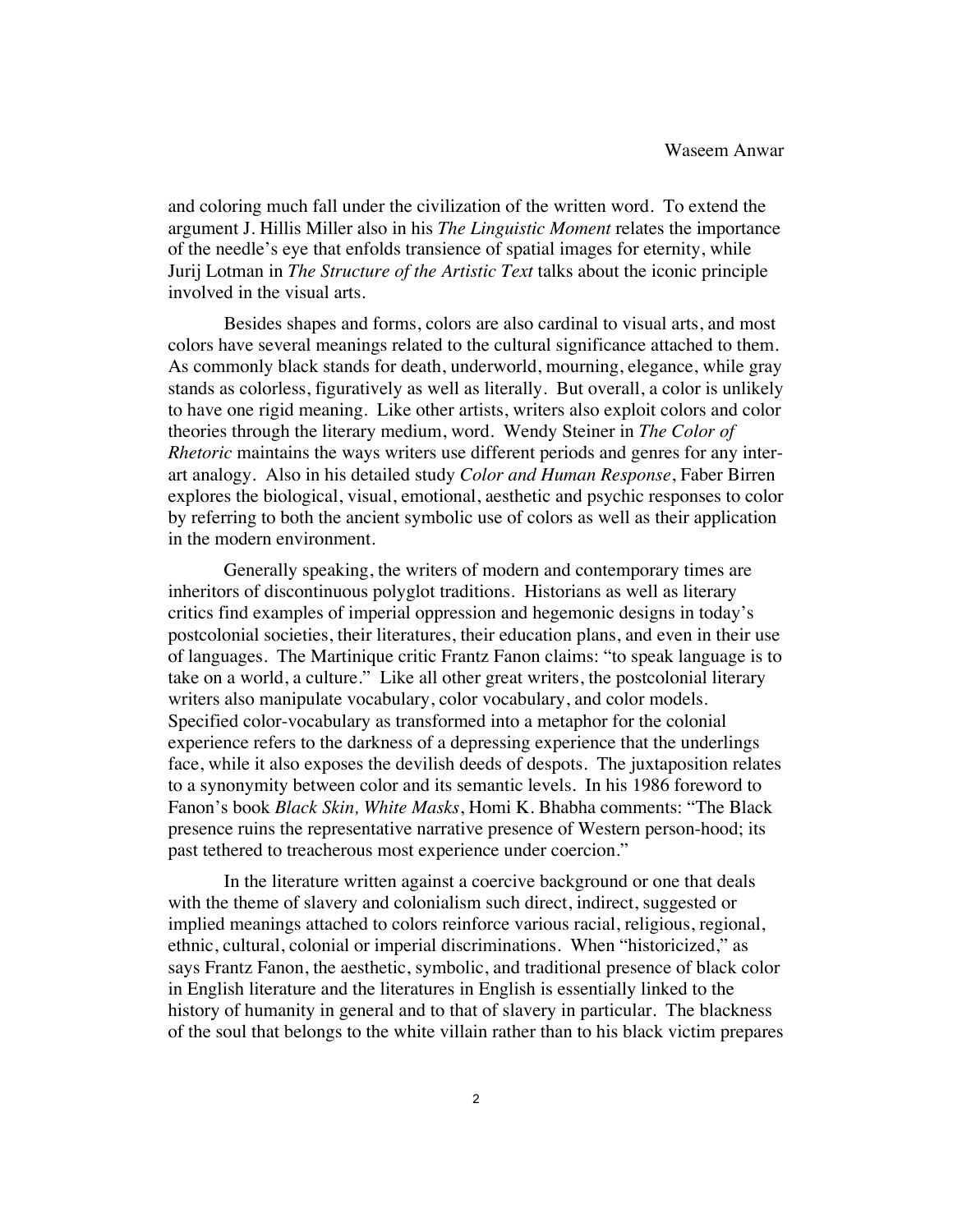and coloring much fall under the civilization of the written word. To extend the argument J. Hillis Miller also in his *The Linguistic Moment* relates the importance of the needle's eye that enfolds transience of spatial images for eternity, while Jurij Lotman in *The Structure of the Artistic Text* talks about the iconic principle involved in the visual arts.

Besides shapes and forms, colors are also cardinal to visual arts, and most colors have several meanings related to the cultural significance attached to them. As commonly black stands for death, underworld, mourning, elegance, while gray stands as colorless, figuratively as well as literally. But overall, a color is unlikely to have one rigid meaning. Like other artists, writers also exploit colors and color theories through the literary medium, word. Wendy Steiner in *The Color of Rhetoric* maintains the ways writers use different periods and genres for any inter-art analogy. Also in his detailed study *Color and Human Response*, Faber Birren explores the biological, visual, emotional, aesthetic and psychic responses to color by referring to both the ancient symbolic use of colors as well as their application in the modern environment.

Generally speaking, the writers of modern and contemporary times are inheritors of discontinuous polyglot traditions. Historians as well as literary critics find examples of imperial oppression and hegemonic designs in today's postcolonial societies, their literatures, their education plans, and even in their use of languages. The Martinique critic Frantz Fanon claims: "to speak language is to take on a world, a culture." Like all other great writers, the postcolonial literary writers also manipulate vocabulary, color vocabulary, and color models. Specified color-vocabulary as transformed into a metaphor for the colonial experience refers to the darkness of a depressing experience that the underlings face, while it also exposes the devilish deeds of despots. The juxtaposition relates to a synonymity between color and its semantic levels. In his 1986 foreword to Fanon's book *Black Skin, White Masks*, Homi K. Bhabha comments: "The Black presence ruins the representative narrative presence of Western person-hood; its past tethered to treacherous most experience under coercion."

In the literature written against a coercive background or one that deals with the theme of slavery and colonialism such direct, indirect, suggested or implied meanings attached to colors reinforce various racial, religious, regional, ethnic, cultural, colonial or imperial discriminations. When "historicized," as says Frantz Fanon, the aesthetic, symbolic, and traditional presence of black color in English literature and the literatures in English is essentially linked to the history of humanity in general and to that of slavery in particular. The blackness of the soul that belongs to the white villain rather than to his black victim prepares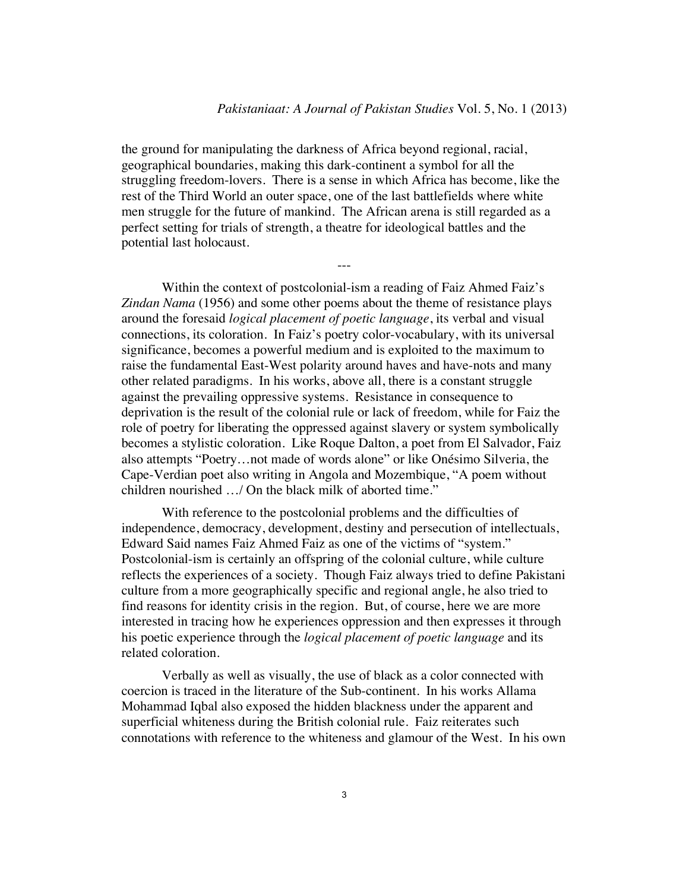the ground for manipulating the darkness of Africa beyond regional, racial, geographical boundaries, making this dark-continent a symbol for all the struggling freedom-lovers. There is a sense in which Africa has become, like the rest of the Third World an outer space, one of the last battlefields where white men struggle for the future of mankind. The African arena is still regarded as a perfect setting for trials of strength, a theatre for ideological battles and the potential last holocaust.

---

Within the context of postcolonial-ism a reading of Faiz Ahmed Faiz's *Zindan Nama* (1956) and some other poems about the theme of resistance plays around the foresaid *logical placement of poetic language*, its verbal and visual connections, its coloration. In Faiz's poetry color-vocabulary, with its universal significance, becomes a powerful medium and is exploited to the maximum to raise the fundamental East-West polarity around haves and have-nots and many other related paradigms. In his works, above all, there is a constant struggle against the prevailing oppressive systems. Resistance in consequence to deprivation is the result of the colonial rule or lack of freedom, while for Faiz the role of poetry for liberating the oppressed against slavery or system symbolically becomes a stylistic coloration. Like Roque Dalton, a poet from El Salvador, Faiz also attempts "Poetry…not made of words alone" or like Onésimo Silveria, the Cape-Verdian poet also writing in Angola and Mozembique, "A poem without children nourished …/ On the black milk of aborted time."

With reference to the postcolonial problems and the difficulties of independence, democracy, development, destiny and persecution of intellectuals, Edward Said names Faiz Ahmed Faiz as one of the victims of "system." Postcolonial-ism is certainly an offspring of the colonial culture, while culture reflects the experiences of a society. Though Faiz always tried to define Pakistani culture from a more geographically specific and regional angle, he also tried to find reasons for identity crisis in the region. But, of course, here we are more interested in tracing how he experiences oppression and then expresses it through his poetic experience through the *logical placement of poetic language* and its related coloration.

Verbally as well as visually, the use of black as a color connected with coercion is traced in the literature of the Sub-continent. In his works Allama Mohammad Iqbal also exposed the hidden blackness under the apparent and superficial whiteness during the British colonial rule. Faiz reiterates such connotations with reference to the whiteness and glamour of the West. In his own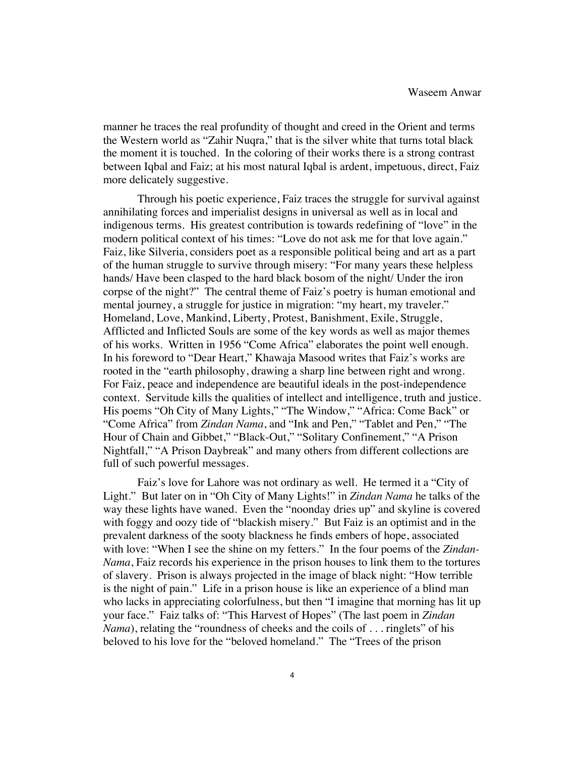manner he traces the real profundity of thought and creed in the Orient and terms the Western world as "Zahir Nuqra," that is the silver white that turns total black the moment it is touched. In the coloring of their works there is a strong contrast between Iqbal and Faiz; at his most natural Iqbal is ardent, impetuous, direct, Faiz more delicately suggestive.

Through his poetic experience, Faiz traces the struggle for survival against annihilating forces and imperialist designs in universal as well as in local and indigenous terms. His greatest contribution is towards redefining of "love" in the modern political context of his times: "Love do not ask me for that love again." Faiz, like Silveria, considers poet as a responsible political being and art as a part of the human struggle to survive through misery: "For many years these helpless hands/ Have been clasped to the hard black bosom of the night/ Under the iron corpse of the night?" The central theme of Faiz's poetry is human emotional and mental journey, a struggle for justice in migration: "my heart, my traveler." Homeland, Love, Mankind, Liberty, Protest, Banishment, Exile, Struggle, Afflicted and Inflicted Souls are some of the key words as well as major themes of his works. Written in 1956 "Come Africa" elaborates the point well enough. In his foreword to "Dear Heart," Khawaja Masood writes that Faiz's works are rooted in the "earth philosophy, drawing a sharp line between right and wrong. For Faiz, peace and independence are beautiful ideals in the post-independence context. Servitude kills the qualities of intellect and intelligence, truth and justice. His poems "Oh City of Many Lights," "The Window," "Africa: Come Back" or "Come Africa" from *Zindan Nama*, and "Ink and Pen," "Tablet and Pen," "The Hour of Chain and Gibbet," "Black-Out," "Solitary Confinement," "A Prison Nightfall," "A Prison Daybreak" and many others from different collections are full of such powerful messages.

Faiz's love for Lahore was not ordinary as well. He termed it a "City of Light." But later on in "Oh City of Many Lights!" in *Zindan Nama* he talks of the way these lights have waned. Even the "noonday dries up" and skyline is covered with foggy and oozy tide of "blackish misery." But Faiz is an optimist and in the prevalent darkness of the sooty blackness he finds embers of hope, associated with love: "When I see the shine on my fetters." In the four poems of the *Zindan-Nama*, Faiz records his experience in the prison houses to link them to the tortures of slavery. Prison is always projected in the image of black night: "How terrible is the night of pain." Life in a prison house is like an experience of a blind man who lacks in appreciating colorfulness, but then "I imagine that morning has lit up your face." Faiz talks of: "This Harvest of Hopes" (The last poem in *Zindan Nama*), relating the "roundness of cheeks and the coils of . . . ringlets" of his beloved to his love for the "beloved homeland." The "Trees of the prison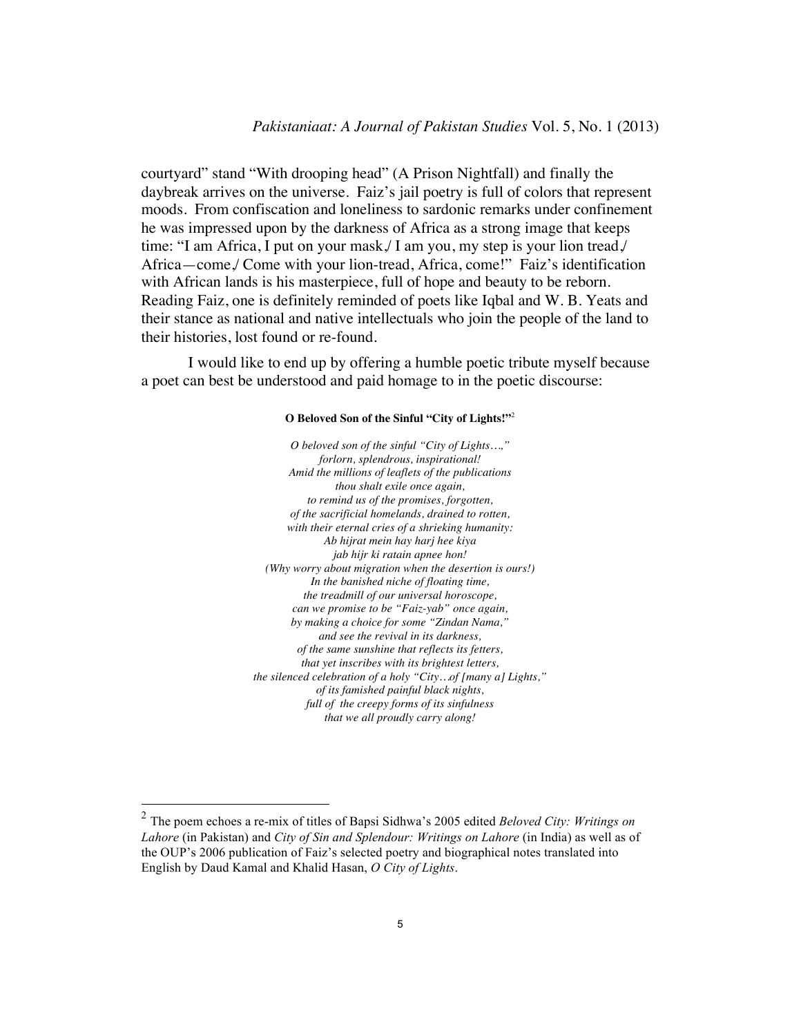courtyard" stand "With drooping head" (A Prison Nightfall) and finally the daybreak arrives on the universe. Faiz's jail poetry is full of colors that represent moods. From confiscation and loneliness to sardonic remarks under confinement he was impressed upon by the darkness of Africa as a strong image that keeps time: "I am Africa, I put on your mask,/ I am you, my step is your lion tread,/ Africa—come,/ Come with your lion-tread, Africa, come!" Faiz's identification with African lands is his masterpiece, full of hope and beauty to be reborn. Reading Faiz, one is definitely reminded of poets like Iqbal and W. B. Yeats and their stance as national and native intellectuals who join the people of the land to their histories, lost found or re-found.

I would like to end up by offering a humble poetic tribute myself because a poet can best be understood and paid homage to in the poetic discourse:

**O Beloved Son of the Sinful "City of Lights!"**[2]

*O beloved son of the sinful "City of Lights…,"*
*forlorn, splendrous, inspirational!*
*Amid the millions of leaflets of the publications*
*thou shalt exile once again,*
*to remind us of the promises, forgotten,*
*of the sacrificial homelands, drained to rotten,*
*with their eternal cries of a shrieking humanity:*
*Ab hijrat mein hay harj hee kiya*
*jab hijr ki ratain apnee hon!*
*(Why worry about migration when the desertion is ours!)*
*In the banished niche of floating time,*
*the treadmill of our universal horoscope,*
*can we promise to be "Faiz-yab" once again,*
*by making a choice for some "Zindan Nama,"*
*and see the revival in its darkness,*
*of the same sunshine that reflects its fetters,*
*that yet inscribes with its brightest letters,*
*the silenced celebration of a holy "City….of [many a] Lights,"*
*of its famished painful black nights,*
*full of the creepy forms of its sinfulness*
*that we all proudly carry along!*

---

[2] The poem echoes a re-mix of titles of Bapsi Sidhwa's 2005 edited *Beloved City: Writings on Lahore* (in Pakistan) and *City of Sin and Splendour: Writings on Lahore* (in India) as well as of the OUP's 2006 publication of Faiz's selected poetry and biographical notes translated into English by Daud Kamal and Khalid Hasan, *O City of Lights*.